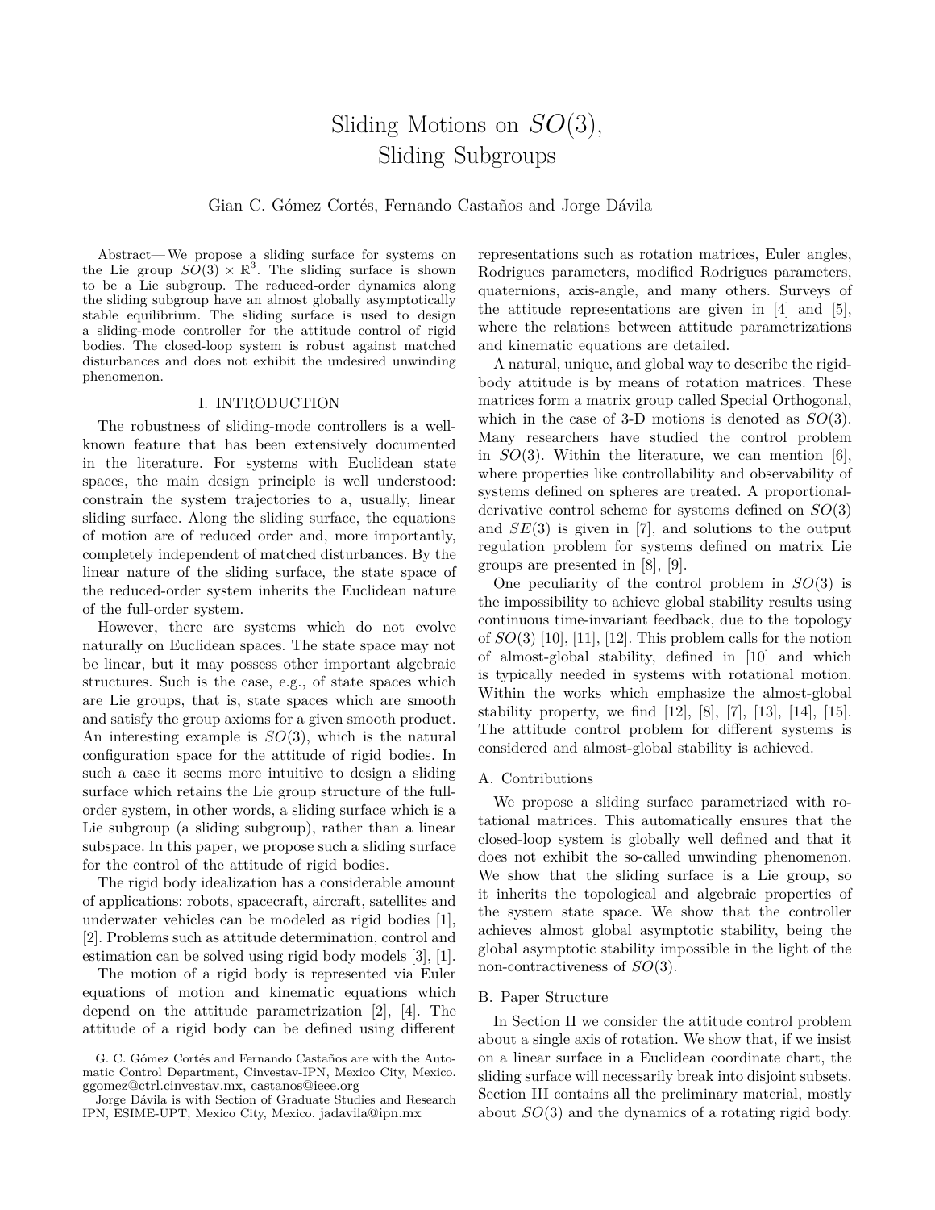# Sliding Motions on $SO(3)$, Sliding Subgroups

Gian C. Gómez Cortés, Fernando Castaños and Jorge Dávila

*Abstract*— We propose a sliding surface for systems on the Lie group $SO(3) \times \mathbb{R}^3$. The sliding surface is shown to be a Lie subgroup. The reduced-order dynamics along the sliding subgroup have an almost globally asymptotically stable equilibrium. The sliding surface is used to design a sliding-mode controller for the attitude control of rigid bodies. The closed-loop system is robust against matched disturbances and does not exhibit the undesired unwinding phenomenon.

## I. INTRODUCTION

The robustness of sliding-mode controllers is a well-known feature that has been extensively documented in the literature. For systems with Euclidean state spaces, the main design principle is well understood: constrain the system trajectories to a, usually, linear sliding surface. Along the sliding surface, the equations of motion are of reduced order and, more importantly, completely independent of matched disturbances. By the linear nature of the sliding surface, the state space of the reduced-order system inherits the Euclidean nature of the full-order system.

However, there are systems which do not evolve naturally on Euclidean spaces. The state space may not be linear, but it may possess other important algebraic structures. Such is the case, e.g., of state spaces which are Lie groups, that is, state spaces which are smooth and satisfy the group axioms for a given smooth product. An interesting example is $SO(3)$, which is the natural configuration space for the attitude of rigid bodies. In such a case it seems more intuitive to design a sliding surface which retains the Lie group structure of the full-order system, in other words, a sliding surface which is a Lie subgroup (a sliding subgroup), rather than a linear subspace. In this paper, we propose such a sliding surface for the control of the attitude of rigid bodies.

The rigid body idealization has a considerable amount of applications: robots, spacecraft, aircraft, satellites and underwater vehicles can be modeled as rigid bodies [1], [2]. Problems such as attitude determination, control and estimation can be solved using rigid body models [3], [1].

The motion of a rigid body is represented via Euler equations of motion and kinematic equations which depend on the attitude parametrization [2], [4]. The attitude of a rigid body can be defined using different representations such as rotation matrices, Euler angles, Rodrigues parameters, modified Rodrigues parameters, quaternions, axis-angle, and many others. Surveys of the attitude representations are given in [4] and [5], where the relations between attitude parametrizations and kinematic equations are detailed.

A natural, unique, and global way to describe the rigid-body attitude is by means of rotation matrices. These matrices form a matrix group called Special Orthogonal, which in the case of 3-D motions is denoted as $SO(3)$. Many researchers have studied the control problem in $SO(3)$. Within the literature, we can mention [6], where properties like controllability and observability of systems defined on spheres are treated. A proportional-derivative control scheme for systems defined on $SO(3)$ and $SE(3)$ is given in [7], and solutions to the output regulation problem for systems defined on matrix Lie groups are presented in [8], [9].

One peculiarity of the control problem in $SO(3)$ is the impossibility to achieve global stability results using continuous time-invariant feedback, due to the topology of $SO(3)$ [10], [11], [12]. This problem calls for the notion of almost-global stability, defined in [10] and which is typically needed in systems with rotational motion. Within the works which emphasize the almost-global stability property, we find [12], [8], [7], [13], [14], [15]. The attitude control problem for different systems is considered and almost-global stability is achieved.

### A. Contributions

We propose a sliding surface parametrized with rotational matrices. This automatically ensures that the closed-loop system is globally well defined and that it does not exhibit the so-called unwinding phenomenon. We show that the sliding surface is a Lie group, so it inherits the topological and algebraic properties of the system state space. We show that the controller achieves almost global asymptotic stability, being the global asymptotic stability impossible in the light of the non-contractiveness of $SO(3)$.

### B. Paper Structure

In Section II we consider the attitude control problem about a single axis of rotation. We show that, if we insist on a linear surface in a Euclidean coordinate chart, the sliding surface will necessarily break into disjoint subsets. Section III contains all the preliminary material, mostly about $SO(3)$ and the dynamics of a rotating rigid body.

G. C. Gómez Cortés and Fernando Castaños are with the Automatic Control Department, Cinvestav-IPN, Mexico City, Mexico. ggomez@ctrl.cinvestav.mx, castanos@ieee.org

Jorge Dávila is with Section of Graduate Studies and Research IPN, ESIME-UPT, Mexico City, Mexico. jadavila@ipn.mx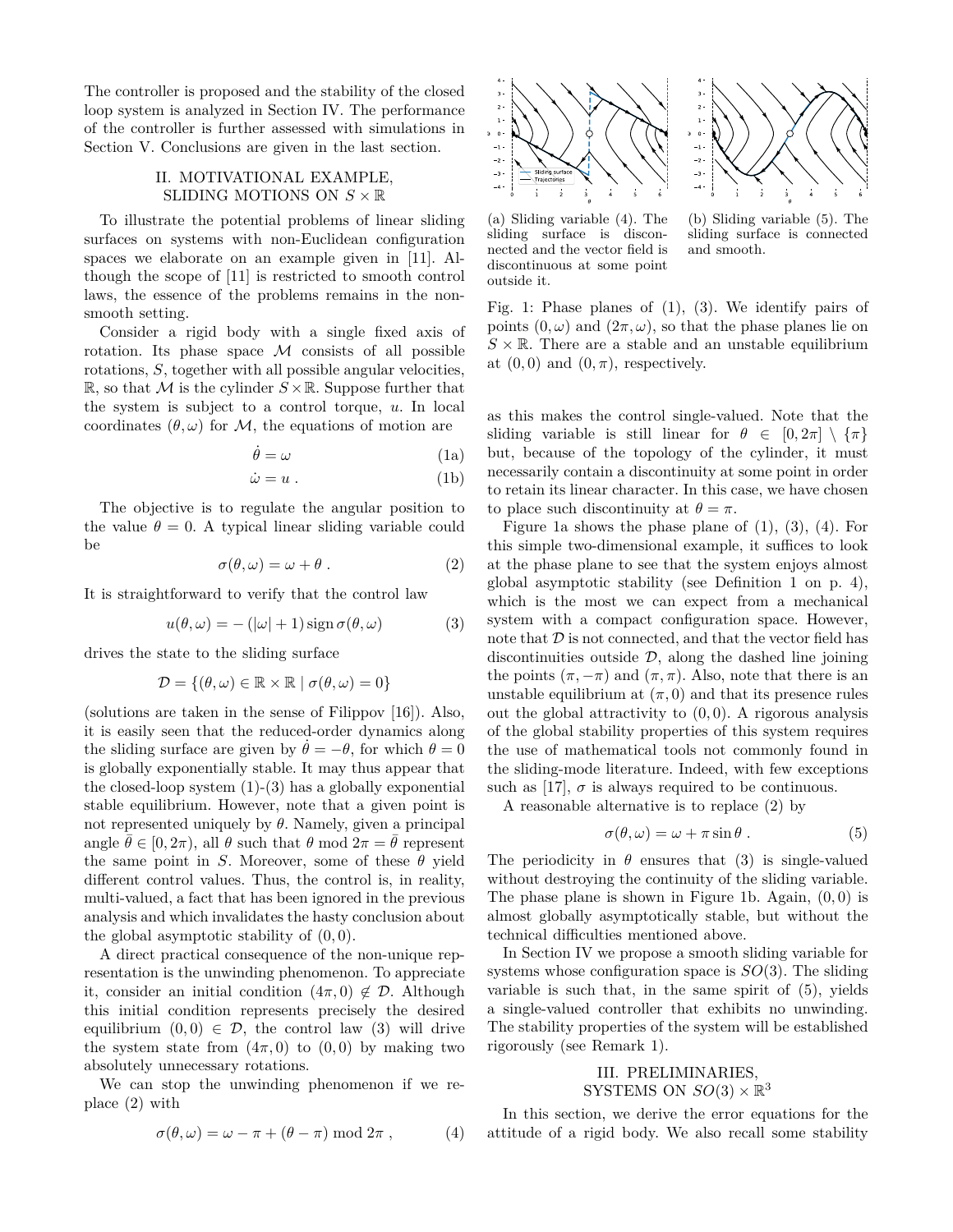The controller is proposed and the stability of the closed loop system is analyzed in Section IV. The performance of the controller is further assessed with simulations in Section V. Conclusions are given in the last section.

## II. Motivational Example, Sliding Motions on $S \times \mathbb{R}$

To illustrate the potential problems of linear sliding surfaces on systems with non-Euclidean configuration spaces we elaborate on an example given in [11]. Although the scope of [11] is restricted to smooth control laws, the essence of the problems remains in the non-smooth setting.

Consider a rigid body with a single fixed axis of rotation. Its phase space $\mathcal{M}$ consists of all possible rotations, $S$, together with all possible angular velocities, $\mathbb{R}$, so that $\mathcal{M}$ is the cylinder $S \times \mathbb{R}$. Suppose further that the system is subject to a control torque, $u$. In local coordinates $(\theta, \omega)$ for $\mathcal{M}$, the equations of motion are

$$\dot{\theta} = \omega \tag{1a}$$

$$\dot{\omega} = u \; . \tag{1b}$$

The objective is to regulate the angular position to the value $\theta = 0$. A typical linear sliding variable could be

$$\sigma(\theta, \omega) = \omega + \theta \; . \tag{2}$$

It is straightforward to verify that the control law

$$u(\theta, \omega) = -\left(|\omega| + 1\right) \operatorname{sign} \sigma(\theta, \omega) \tag{3}$$

drives the state to the sliding surface

$$\mathcal{D} = \{(\theta, \omega) \in \mathbb{R} \times \mathbb{R} \mid \sigma(\theta, \omega) = 0\}$$

(solutions are taken in the sense of Filippov [16]). Also, it is easily seen that the reduced-order dynamics along the sliding surface are given by $\dot{\theta} = -\theta$, for which $\theta = 0$ is globally exponentially stable. It may thus appear that the closed-loop system (1)-(3) has a globally exponential stable equilibrium. However, note that a given point is not represented uniquely by $\theta$. Namely, given a principal angle $\bar{\theta} \in [0, 2\pi)$, all $\theta$ such that $\theta \bmod 2\pi = \bar{\theta}$ represent the same point in $S$. Moreover, some of these $\theta$ yield different control values. Thus, the control is, in reality, multi-valued, a fact that has been ignored in the previous analysis and which invalidates the hasty conclusion about the global asymptotic stability of $(0, 0)$.

A direct practical consequence of the non-unique representation is the unwinding phenomenon. To appreciate it, consider an initial condition $(4\pi, 0) \notin \mathcal{D}$. Although this initial condition represents precisely the desired equilibrium $(0, 0) \in \mathcal{D}$, the control law (3) will drive the system state from $(4\pi, 0)$ to $(0, 0)$ by making two absolutely unnecessary rotations.

We can stop the unwinding phenomenon if we replace (2) with

$$\sigma(\theta, \omega) = \omega - \pi + (\theta - \pi) \bmod 2\pi \; , \tag{4}$$

(a) Sliding variable (4). The sliding surface is disconnected and the vector field is discontinuous at some point outside it.

(b) Sliding variable (5). The sliding surface is connected and smooth.

Fig. 1: Phase planes of (1), (3). We identify pairs of points $(0, \omega)$ and $(2\pi, \omega)$, so that the phase planes lie on $S \times \mathbb{R}$. There are a stable and an unstable equilibrium at $(0, 0)$ and $(0, \pi)$, respectively.

as this makes the control single-valued. Note that the sliding variable is still linear for $\theta \in [0, 2\pi] \setminus \{\pi\}$ but, because of the topology of the cylinder, it must necessarily contain a discontinuity at some point in order to retain its linear character. In this case, we have chosen to place such discontinuity at $\theta = \pi$.

Figure 1a shows the phase plane of (1), (3), (4). For this simple two-dimensional example, it suffices to look at the phase plane to see that the system enjoys almost global asymptotic stability (see Definition 1 on p. 4), which is the most we can expect from a mechanical system with a compact configuration space. However, note that $\mathcal{D}$ is not connected, and that the vector field has discontinuities outside $\mathcal{D}$, along the dashed line joining the points $(\pi, -\pi)$ and $(\pi, \pi)$. Also, note that there is an unstable equilibrium at $(\pi, 0)$ and that its presence rules out the global attractivity to $(0, 0)$. A rigorous analysis of the global stability properties of this system requires the use of mathematical tools not commonly found in the sliding-mode literature. Indeed, with few exceptions such as [17], $\sigma$ is always required to be continuous.

A reasonable alternative is to replace (2) by

$$\sigma(\theta, \omega) = \omega + \pi \sin \theta \; . \tag{5}$$

The periodicity in $\theta$ ensures that (3) is single-valued without destroying the continuity of the sliding variable. The phase plane is shown in Figure 1b. Again, $(0, 0)$ is almost globally asymptotically stable, but without the technical difficulties mentioned above.

In Section IV we propose a smooth sliding variable for systems whose configuration space is $SO(3)$. The sliding variable is such that, in the same spirit of (5), yields a single-valued controller that exhibits no unwinding. The stability properties of the system will be established rigorously (see Remark 1).

## III. Preliminaries, Systems on $SO(3) \times \mathbb{R}^3$

In this section, we derive the error equations for the attitude of a rigid body. We also recall some stability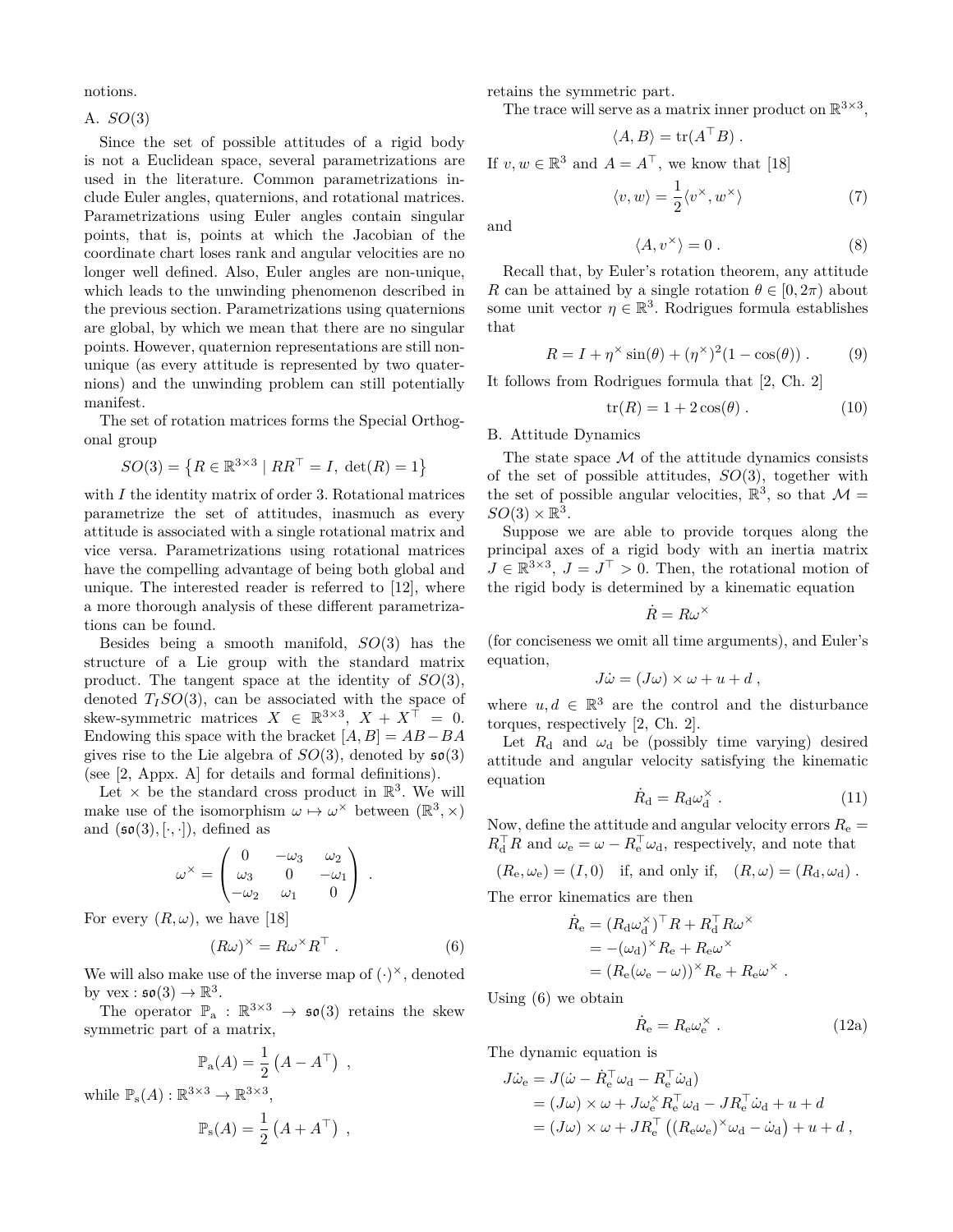notions.

### A. $SO(3)$

Since the set of possible attitudes of a rigid body is not a Euclidean space, several parametrizations are used in the literature. Common parametrizations include Euler angles, quaternions, and rotational matrices. Parametrizations using Euler angles contain singular points, that is, points at which the Jacobian of the coordinate chart loses rank and angular velocities are no longer well defined. Also, Euler angles are non-unique, which leads to the unwinding phenomenon described in the previous section. Parametrizations using quaternions are global, by which we mean that there are no singular points. However, quaternion representations are still non-unique (as every attitude is represented by two quaternions) and the unwinding problem can still potentially manifest.

The set of rotation matrices forms the Special Orthogonal group

$$SO(3) = \left\{R \in \mathbb{R}^{3\times 3} \mid RR^\top = I,\ \det(R) = 1\right\}$$

with $I$ the identity matrix of order 3. Rotational matrices parametrize the set of attitudes, inasmuch as every attitude is associated with a single rotational matrix and vice versa. Parametrizations using rotational matrices have the compelling advantage of being both global and unique. The interested reader is referred to [12], where a more thorough analysis of these different parametrizations can be found.

Besides being a smooth manifold, $SO(3)$ has the structure of a Lie group with the standard matrix product. The tangent space at the identity of $SO(3)$, denoted $T_I SO(3)$, can be associated with the space of skew-symmetric matrices $X \in \mathbb{R}^{3\times 3}$, $X + X^\top = 0$. Endowing this space with the bracket $[A, B] = AB - BA$ gives rise to the Lie algebra of $SO(3)$, denoted by $\mathfrak{so}(3)$ (see [2, Appx. A] for details and formal definitions).

Let $\times$ be the standard cross product in $\mathbb{R}^3$. We will make use of the isomorphism $\omega \mapsto \omega^\times$ between $(\mathbb{R}^3, \times)$ and $(\mathfrak{so}(3), [\cdot,\cdot])$, defined as

$$\omega^\times = \begin{pmatrix} 0 & -\omega_3 & \omega_2 \\ \omega_3 & 0 & -\omega_1 \\ -\omega_2 & \omega_1 & 0 \end{pmatrix} .$$

For every $(R, \omega)$, we have [18]

$$(R\omega)^\times = R\omega^\times R^\top . \tag{6}$$

We will also make use of the inverse map of $(\cdot)^\times$, denoted by $\text{vex} : \mathfrak{so}(3) \to \mathbb{R}^3$.

The operator $\mathbb{P}_\text{a} : \mathbb{R}^{3\times 3} \to \mathfrak{so}(3)$ retains the skew symmetric part of a matrix,

$$\mathbb{P}_\text{a}(A) = \frac{1}{2}\left(A - A^\top\right) ,$$

while $\mathbb{P}_\text{s}(A) : \mathbb{R}^{3\times 3} \to \mathbb{R}^{3\times 3}$,

$$\mathbb{P}_\text{s}(A) = \frac{1}{2}\left(A + A^\top\right) ,$$

retains the symmetric part.

The trace will serve as a matrix inner product on $\mathbb{R}^{3\times 3}$,

$$\langle A, B\rangle = \text{tr}(A^\top B) .$$

If $v, w \in \mathbb{R}^3$ and $A = A^\top$, we know that [18]

$$\langle v, w\rangle = \frac{1}{2}\langle v^\times, w^\times\rangle \tag{7}$$

and

$$\langle A, v^\times\rangle = 0 . \tag{8}$$

Recall that, by Euler's rotation theorem, any attitude $R$ can be attained by a single rotation $\theta \in [0, 2\pi)$ about some unit vector $\eta \in \mathbb{R}^3$. Rodrigues formula establishes that

$$R = I + \eta^\times \sin(\theta) + (\eta^\times)^2(1 - \cos(\theta)) . \tag{9}$$

It follows from Rodrigues formula that [2, Ch. 2]

$$\text{tr}(R) = 1 + 2\cos(\theta) . \tag{10}$$

### B. Attitude Dynamics

The state space $\mathcal{M}$ of the attitude dynamics consists of the set of possible attitudes, $SO(3)$, together with the set of possible angular velocities, $\mathbb{R}^3$, so that $\mathcal{M} = SO(3) \times \mathbb{R}^3$.

Suppose we are able to provide torques along the principal axes of a rigid body with an inertia matrix $J \in \mathbb{R}^{3\times 3}$, $J = J^\top > 0$. Then, the rotational motion of the rigid body is determined by a kinematic equation

$$\dot{R} = R\omega^\times$$

(for conciseness we omit all time arguments), and Euler's equation,

$$J\dot{\omega} = (J\omega) \times \omega + u + d ,$$

where $u, d \in \mathbb{R}^3$ are the control and the disturbance torques, respectively [2, Ch. 2].

Let $R_\text{d}$ and $\omega_\text{d}$ be (possibly time varying) desired attitude and angular velocity satisfying the kinematic equation

$$\dot{R}_\text{d} = R_\text{d}\omega_\text{d}^\times . \tag{11}$$

Now, define the attitude and angular velocity errors $R_\text{e} = R_\text{d}^\top R$ and $\omega_\text{e} = \omega - R_\text{e}^\top \omega_\text{d}$, respectively, and note that

$$(R_\text{e}, \omega_\text{e}) = (I, 0) \quad \text{if, and only if,} \quad (R, \omega) = (R_\text{d}, \omega_\text{d}) .$$

The error kinematics are then

$$\begin{aligned} \dot{R}_\text{e} &= (R_\text{d}\omega_\text{d}^\times)^\top R + R_\text{d}^\top R\omega^\times \\ &= -(\omega_\text{d})^\times R_\text{e} + R_\text{e}\omega^\times \\ &= (R_\text{e}(\omega_\text{e} - \omega))^\times R_\text{e} + R_\text{e}\omega^\times . \end{aligned}$$

Using (6) we obtain

$$\dot{R}_\text{e} = R_\text{e}\omega_\text{e}^\times . \tag{12a}$$

The dynamic equation is

$$\begin{aligned} J\dot{\omega}_\text{e} &= J(\dot{\omega} - \dot{R}_\text{e}^\top \omega_\text{d} - R_\text{e}^\top \dot{\omega}_\text{d}) \\ &= (J\omega) \times \omega + J\omega_\text{e}^\times R_\text{e}^\top \omega_\text{d} - JR_\text{e}^\top \dot{\omega}_\text{d} + u + d \\ &= (J\omega) \times \omega + JR_\text{e}^\top \left((R_\text{e}\omega_\text{e})^\times \omega_\text{d} - \dot{\omega}_\text{d}\right) + u + d , \end{aligned}$$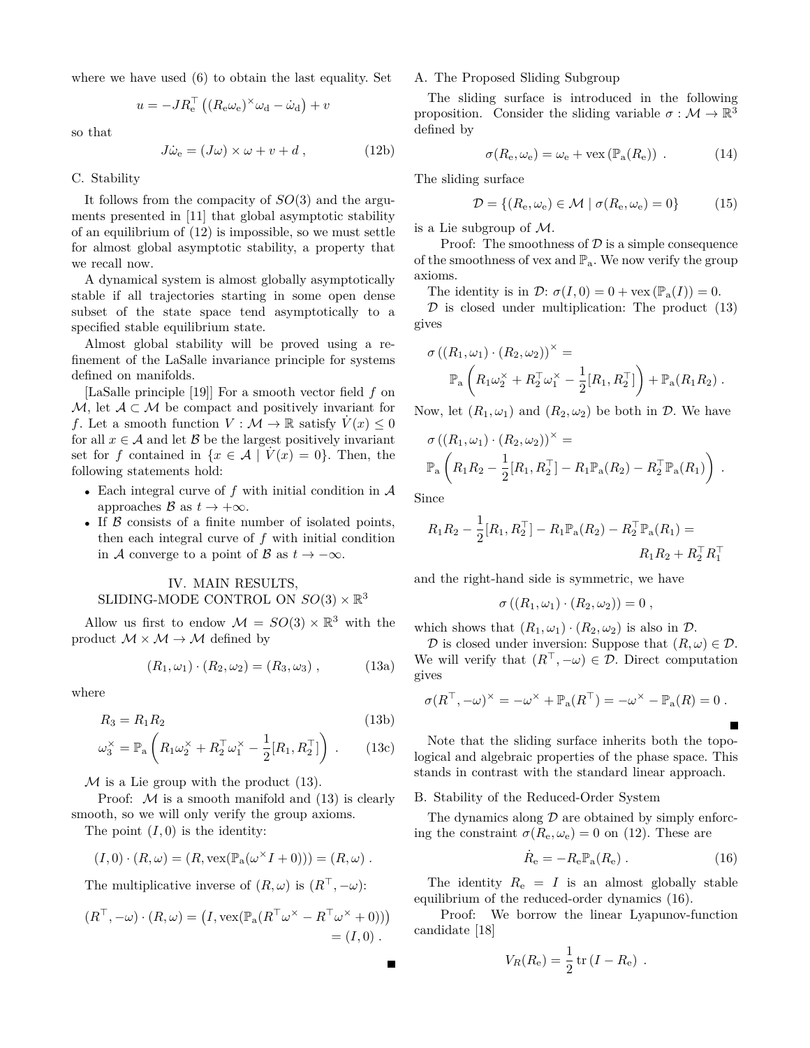where we have used (6) to obtain the last equality. Set

$$u = -JR_{\mathrm{e}}^{\top}\left((R_{\mathrm{e}}\omega_{\mathrm{e}})^{\times}\omega_{\mathrm{d}} - \dot{\omega}_{\mathrm{d}}\right) + v$$

so that

$$J\dot{\omega}_{\mathrm{e}} = (J\omega) \times \omega + v + d \;, \tag{12b}$$

### C. Stability

It follows from the compacity of $SO(3)$ and the arguments presented in [11] that global asymptotic stability of an equilibrium of (12) is impossible, so we must settle for almost global asymptotic stability, a property that we recall now.

A dynamical system is almost globally asymptotically stable if all trajectories starting in some open dense subset of the state space tend asymptotically to a specified stable equilibrium state.

Almost global stability will be proved using a refinement of the LaSalle invariance principle for systems defined on manifolds.

[LaSalle principle [19]] For a smooth vector field $f$ on $\mathcal{M}$, let $\mathcal{A} \subset \mathcal{M}$ be compact and positively invariant for $f$. Let a smooth function $V : \mathcal{M} \to \mathbb{R}$ satisfy $\dot{V}(x) \leq 0$ for all $x \in \mathcal{A}$ and let $\mathcal{B}$ be the largest positively invariant set for $f$ contained in $\{x \in \mathcal{A} \mid \dot{V}(x) = 0\}$. Then, the following statements hold:

- Each integral curve of $f$ with initial condition in $\mathcal{A}$ approaches $\mathcal{B}$ as $t \to +\infty$.
- If $\mathcal{B}$ consists of a finite number of isolated points, then each integral curve of $f$ with initial condition in $\mathcal{A}$ converge to a point of $\mathcal{B}$ as $t \to -\infty$.

## IV. Main Results, Sliding-Mode Control on $SO(3) \times \mathbb{R}^3$

Allow us first to endow $\mathcal{M} = SO(3) \times \mathbb{R}^3$ with the product $\mathcal{M} \times \mathcal{M} \to \mathcal{M}$ defined by

$$(R_1, \omega_1) \cdot (R_2, \omega_2) = (R_3, \omega_3) \;, \tag{13a}$$

where

$$R_3 = R_1 R_2 \tag{13b}$$

$$\omega_3^{\times} = \mathbb{P}_{\mathrm{a}}\left(R_1\omega_2^{\times} + R_2^{\top}\omega_1^{\times} - \frac{1}{2}[R_1, R_2^{\top}]\right) \;. \tag{13c}$$

$\mathcal{M}$ is a Lie group with the product (13).

*Proof:* $\mathcal{M}$ is a smooth manifold and (13) is clearly smooth, so we will only verify the group axioms.

The point $(I, 0)$ is the identity:

$$(I, 0) \cdot (R, \omega) = (R, \mathrm{vex}(\mathbb{P}_{\mathrm{a}}(\omega^{\times} I + 0))) = (R, \omega) \;.$$

The multiplicative inverse of $(R, \omega)$ is $(R^{\top}, -\omega)$:

$$(R^{\top}, -\omega) \cdot (R, \omega) = \left(I, \mathrm{vex}(\mathbb{P}_{\mathrm{a}}(R^{\top}\omega^{\times} - R^{\top}\omega^{\times} + 0))\right) = (I, 0) \;.$$

∎

### A. The Proposed Sliding Subgroup

The sliding surface is introduced in the following proposition. Consider the sliding variable $\sigma : \mathcal{M} \to \mathbb{R}^3$ defined by

$$\sigma(R_{\mathrm{e}}, \omega_{\mathrm{e}}) = \omega_{\mathrm{e}} + \mathrm{vex}\left(\mathbb{P}_{\mathrm{a}}(R_{\mathrm{e}})\right) \;. \tag{14}$$

The sliding surface

$$\mathcal{D} = \{(R_{\mathrm{e}}, \omega_{\mathrm{e}}) \in \mathcal{M} \mid \sigma(R_{\mathrm{e}}, \omega_{\mathrm{e}}) = 0\} \tag{15}$$

is a Lie subgroup of $\mathcal{M}$.

*Proof:* The smoothness of $\mathcal{D}$ is a simple consequence of the smoothness of vex and $\mathbb{P}_{\mathrm{a}}$. We now verify the group axioms.

The identity is in $\mathcal{D}$: $\sigma(I, 0) = 0 + \mathrm{vex}\left(\mathbb{P}_{\mathrm{a}}(I)\right) = 0$.

$\mathcal{D}$ is closed under multiplication: The product (13) gives

$$\sigma\left((R_1, \omega_1) \cdot (R_2, \omega_2)\right)^{\times} = \mathbb{P}_{\mathrm{a}}\left(R_1\omega_2^{\times} + R_2^{\top}\omega_1^{\times} - \frac{1}{2}[R_1, R_2^{\top}]\right) + \mathbb{P}_{\mathrm{a}}(R_1 R_2) \;.$$

Now, let $(R_1, \omega_1)$ and $(R_2, \omega_2)$ be both in $\mathcal{D}$. We have

$$\sigma\left((R_1, \omega_1) \cdot (R_2, \omega_2)\right)^{\times} = \mathbb{P}_{\mathrm{a}}\left(R_1 R_2 - \frac{1}{2}[R_1, R_2^{\top}] - R_1\mathbb{P}_{\mathrm{a}}(R_2) - R_2^{\top}\mathbb{P}_{\mathrm{a}}(R_1)\right) \;.$$

Since

$$R_1 R_2 - \frac{1}{2}[R_1, R_2^{\top}] - R_1\mathbb{P}_{\mathrm{a}}(R_2) - R_2^{\top}\mathbb{P}_{\mathrm{a}}(R_1) = R_1 R_2 + R_2^{\top} R_1^{\top}$$

and the right-hand side is symmetric, we have

$$\sigma\left((R_1, \omega_1) \cdot (R_2, \omega_2)\right) = 0 \;,$$

which shows that $(R_1, \omega_1) \cdot (R_2, \omega_2)$ is also in $\mathcal{D}$.

$\mathcal{D}$ is closed under inversion: Suppose that $(R, \omega) \in \mathcal{D}$. We will verify that $(R^{\top}, -\omega) \in \mathcal{D}$. Direct computation gives

$$\sigma(R^{\top}, -\omega)^{\times} = -\omega^{\times} + \mathbb{P}_{\mathrm{a}}(R^{\top}) = -\omega^{\times} - \mathbb{P}_{\mathrm{a}}(R) = 0 \;.$$

∎

Note that the sliding surface inherits both the topological and algebraic properties of the phase space. This stands in contrast with the standard linear approach.

### B. Stability of the Reduced-Order System

The dynamics along $\mathcal{D}$ are obtained by simply enforcing the constraint $\sigma(R_{\mathrm{e}}, \omega_{\mathrm{e}}) = 0$ on (12). These are

$$\dot{R}_{\mathrm{e}} = -R_{\mathrm{e}}\mathbb{P}_{\mathrm{a}}(R_{\mathrm{e}}) \;. \tag{16}$$

The identity $R_{\mathrm{e}} = I$ is an almost globally stable equilibrium of the reduced-order dynamics (16).

*Proof:* We borrow the linear Lyapunov-function candidate [18]

$$V_R(R_{\mathrm{e}}) = \frac{1}{2}\,\mathrm{tr}\left(I - R_{\mathrm{e}}\right) \;.$$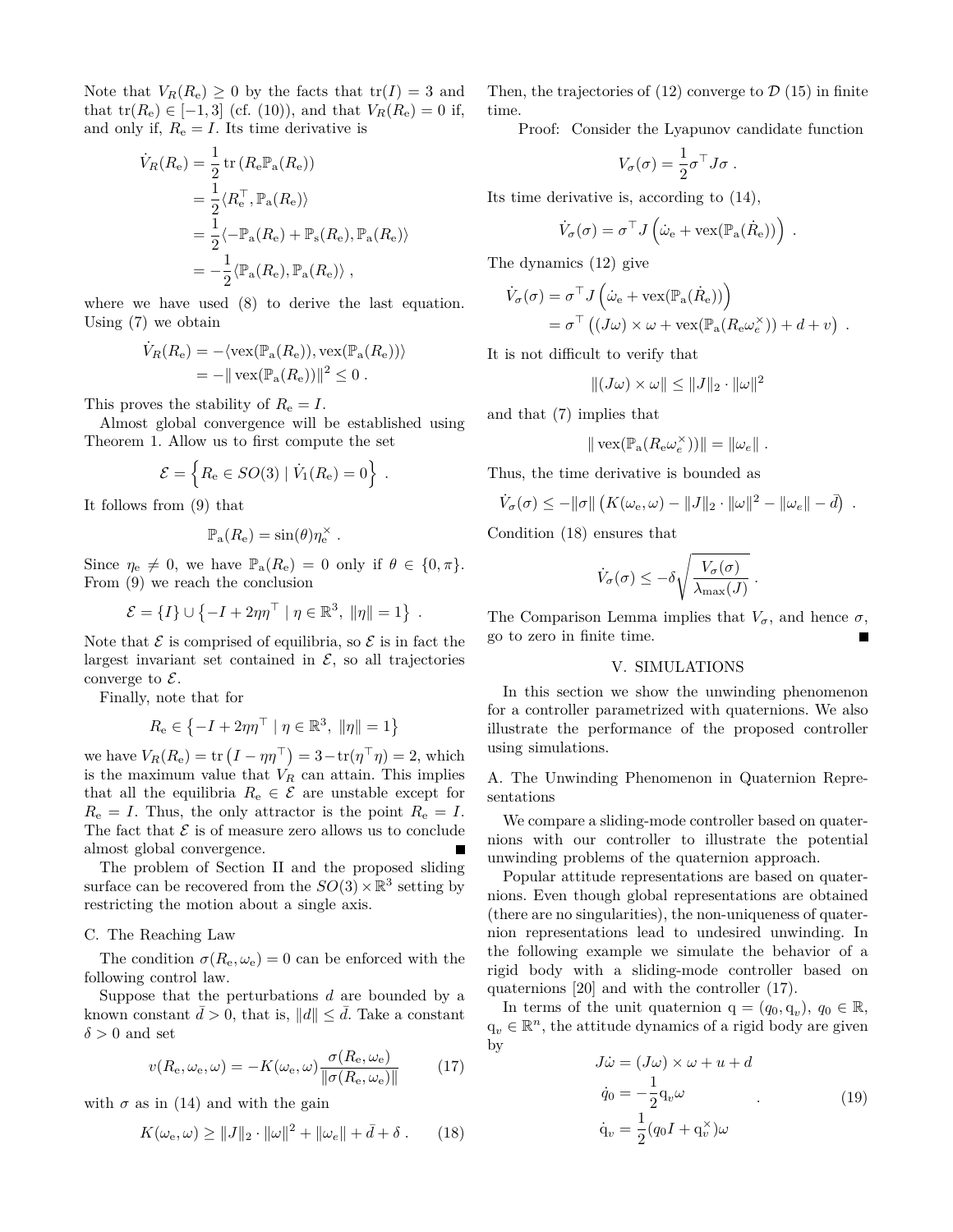Note that $V_R(R_\mathrm{e}) \geq 0$ by the facts that $\mathrm{tr}(I) = 3$ and that $\mathrm{tr}(R_\mathrm{e}) \in [-1, 3]$ (cf. (10)), and that $V_R(R_\mathrm{e}) = 0$ if, and only if, $R_\mathrm{e} = I$. Its time derivative is

$$
\begin{aligned}
\dot{V}_R(R_\mathrm{e}) &= \frac{1}{2}\,\mathrm{tr}\left(R_\mathrm{e}\mathbb{P}_\mathrm{a}(R_\mathrm{e})\right) \\
&= \frac{1}{2}\langle R_\mathrm{e}^\top, \mathbb{P}_\mathrm{a}(R_\mathrm{e})\rangle \\
&= \frac{1}{2}\langle -\mathbb{P}_\mathrm{a}(R_\mathrm{e}) + \mathbb{P}_\mathrm{s}(R_\mathrm{e}), \mathbb{P}_\mathrm{a}(R_\mathrm{e})\rangle \\
&= -\frac{1}{2}\langle \mathbb{P}_\mathrm{a}(R_\mathrm{e}), \mathbb{P}_\mathrm{a}(R_\mathrm{e})\rangle \ ,
\end{aligned}
$$

where we have used (8) to derive the last equation. Using (7) we obtain

$$
\begin{aligned}
\dot{V}_R(R_\mathrm{e}) &= -\langle \mathrm{vex}(\mathbb{P}_\mathrm{a}(R_\mathrm{e})), \mathrm{vex}(\mathbb{P}_\mathrm{a}(R_\mathrm{e}))\rangle \\
&= -\|\,\mathrm{vex}(\mathbb{P}_\mathrm{a}(R_\mathrm{e}))\|^2 \leq 0 \ .
\end{aligned}
$$

This proves the stability of $R_\mathrm{e} = I$.

Almost global convergence will be established using Theorem 1. Allow us to first compute the set

$$
\mathcal{E} = \left\{ R_\mathrm{e} \in SO(3) \mid \dot{V}_1(R_\mathrm{e}) = 0 \right\} \ .
$$

It follows from (9) that

$$
\mathbb{P}_\mathrm{a}(R_\mathrm{e}) = \sin(\theta)\eta_\mathrm{e}^\times \ .
$$

Since $\eta_\mathrm{e} \neq 0$, we have $\mathbb{P}_\mathrm{a}(R_\mathrm{e}) = 0$ only if $\theta \in \{0, \pi\}$. From (9) we reach the conclusion

$$
\mathcal{E} = \{I\} \cup \left\{ -I + 2\eta\eta^\top \mid \eta \in \mathbb{R}^3,\ \|\eta\| = 1 \right\} \ .
$$

Note that $\mathcal{E}$ is comprised of equilibria, so $\mathcal{E}$ is in fact the largest invariant set contained in $\mathcal{E}$, so all trajectories converge to $\mathcal{E}$.

Finally, note that for

$$
R_\mathrm{e} \in \left\{ -I + 2\eta\eta^\top \mid \eta \in \mathbb{R}^3,\ \|\eta\| = 1 \right\}
$$

we have $V_R(R_\mathrm{e}) = \mathrm{tr}\left(I - \eta\eta^\top\right) = 3 - \mathrm{tr}(\eta^\top\eta) = 2$, which is the maximum value that $V_R$ can attain. This implies that all the equilibria $R_\mathrm{e} \in \mathcal{E}$ are unstable except for $R_\mathrm{e} = I$. Thus, the only attractor is the point $R_\mathrm{e} = I$. The fact that $\mathcal{E}$ is of measure zero allows us to conclude almost global convergence. ∎

The problem of Section II and the proposed sliding surface can be recovered from the $SO(3) \times \mathbb{R}^3$ setting by restricting the motion about a single axis.

### C. The Reaching Law

The condition $\sigma(R_\mathrm{e}, \omega_\mathrm{e}) = 0$ can be enforced with the following control law.

Suppose that the perturbations $d$ are bounded by a known constant $\bar{d} > 0$, that is, $\|d\| \leq \bar{d}$. Take a constant $\delta > 0$ and set

$$
v(R_\mathrm{e}, \omega_\mathrm{e}, \omega) = -K(\omega_\mathrm{e}, \omega)\frac{\sigma(R_\mathrm{e}, \omega_\mathrm{e})}{\|\sigma(R_\mathrm{e}, \omega_\mathrm{e})\|} \tag{17}
$$

with $\sigma$ as in (14) and with the gain

$$
K(\omega_\mathrm{e}, \omega) \geq \|J\|_2 \cdot \|\omega\|^2 + \|\omega_e\| + \bar{d} + \delta \ . \tag{18}
$$

Then, the trajectories of (12) converge to $\mathcal{D}$ (15) in finite time.

Proof: Consider the Lyapunov candidate function

$$
V_\sigma(\sigma) = \frac{1}{2}\sigma^\top J \sigma \ .
$$

Its time derivative is, according to (14),

$$
\dot{V}_\sigma(\sigma) = \sigma^\top J\left(\dot{\omega}_\mathrm{e} + \mathrm{vex}(\mathbb{P}_\mathrm{a}(\dot{R}_\mathrm{e}))\right) \ .
$$

The dynamics (12) give

$$
\begin{aligned}
\dot{V}_\sigma(\sigma) &= \sigma^\top J\left(\dot{\omega}_\mathrm{e} + \mathrm{vex}(\mathbb{P}_\mathrm{a}(\dot{R}_\mathrm{e}))\right) \\
&= \sigma^\top\left((J\omega) \times \omega + \mathrm{vex}(\mathbb{P}_\mathrm{a}(R_\mathrm{e}\omega_e^\times)) + d + v\right) \ .
\end{aligned}
$$

It is not difficult to verify that

$$
\|(J\omega) \times \omega\| \leq \|J\|_2 \cdot \|\omega\|^2
$$

and that (7) implies that

$$
\|\,\mathrm{vex}(\mathbb{P}_\mathrm{a}(R_\mathrm{e}\omega_e^\times))\| = \|\omega_e\| \ .
$$

Thus, the time derivative is bounded as

$$
\dot{V}_\sigma(\sigma) \leq -\|\sigma\|\left(K(\omega_\mathrm{e}, \omega) - \|J\|_2 \cdot \|\omega\|^2 - \|\omega_e\| - \bar{d}\right) \ .
$$

Condition (18) ensures that

$$
\dot{V}_\sigma(\sigma) \leq -\delta\sqrt{\frac{V_\sigma(\sigma)}{\lambda_{\max}(J)}} \ .
$$

The Comparison Lemma implies that $V_\sigma$, and hence $\sigma$, go to zero in finite time. ∎

## V. Simulations

In this section we show the unwinding phenomenon for a controller parametrized with quaternions. We also illustrate the performance of the proposed controller using simulations.

### A. The Unwinding Phenomenon in Quaternion Representations

We compare a sliding-mode controller based on quaternions with our controller to illustrate the potential unwinding problems of the quaternion approach.

Popular attitude representations are based on quaternions. Even though global representations are obtained (there are no singularities), the non-uniqueness of quaternion representations lead to undesired unwinding. In the following example we simulate the behavior of a rigid body with a sliding-mode controller based on quaternions [20] and with the controller (17).

In terms of the unit quaternion $\mathrm{q} = (q_0, \mathrm{q}_v)$, $q_0 \in \mathbb{R}$, $\mathrm{q}_v \in \mathbb{R}^n$, the attitude dynamics of a rigid body are given by

$$
\begin{aligned}
J\dot{\omega} &= (J\omega) \times \omega + u + d \\
\dot{q}_0 &= -\frac{1}{2}\mathrm{q}_v\omega \\
\dot{\mathrm{q}}_v &= \frac{1}{2}(q_0 I + \mathrm{q}_v^\times)\omega
\end{aligned} \ . \tag{19}
$$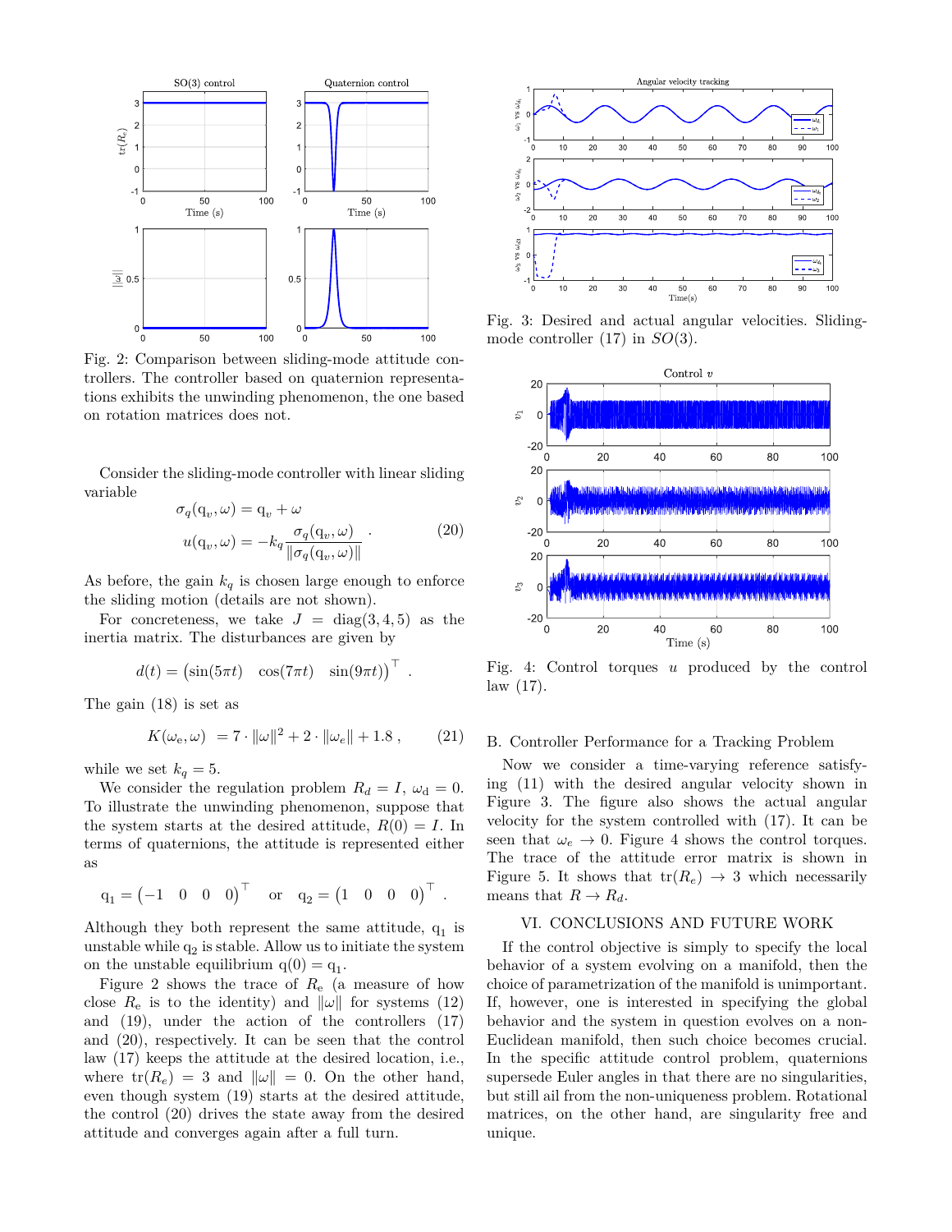Fig. 2: Comparison between sliding-mode attitude controllers. The controller based on quaternion representations exhibits the unwinding phenomenon, the one based on rotation matrices does not.

Consider the sliding-mode controller with linear sliding variable

$$\begin{aligned}\sigma_q(\mathrm{q}_v, \omega) &= \mathrm{q}_v + \omega \\ u(\mathrm{q}_v, \omega) &= -k_q \frac{\sigma_q(\mathrm{q}_v, \omega)}{\|\sigma_q(\mathrm{q}_v, \omega)\|}\ .\end{aligned} \tag{20}$$

As before, the gain $k_q$ is chosen large enough to enforce the sliding motion (details are not shown).

For concreteness, we take $J = \mathrm{diag}(3, 4, 5)$ as the inertia matrix. The disturbances are given by

$$d(t) = \begin{pmatrix}\sin(5\pi t) & \cos(7\pi t) & \sin(9\pi t)\end{pmatrix}^\top \ .$$

The gain (18) is set as

$$K(\omega_\mathrm{e}, \omega) \ = 7 \cdot \|\omega\|^2 + 2 \cdot \|\omega_e\| + 1.8\ , \tag{21}$$

while we set $k_q = 5$.

We consider the regulation problem $R_d = I$, $\omega_\mathrm{d} = 0$. To illustrate the unwinding phenomenon, suppose that the system starts at the desired attitude, $R(0) = I$. In terms of quaternions, the attitude is represented either as

$$\mathrm{q}_1 = \begin{pmatrix}-1 & 0 & 0 & 0\end{pmatrix}^\top \quad \text{or} \quad \mathrm{q}_2 = \begin{pmatrix}1 & 0 & 0 & 0\end{pmatrix}^\top \ .$$

Although they both represent the same attitude, $\mathrm{q}_1$ is unstable while $\mathrm{q}_2$ is stable. Allow us to initiate the system on the unstable equilibrium $\mathrm{q}(0) = \mathrm{q}_1$.

Figure 2 shows the trace of $R_\mathrm{e}$ (a measure of how close $R_\mathrm{e}$ is to the identity) and $\|\omega\|$ for systems (12) and (19), under the action of the controllers (17) and (20), respectively. It can be seen that the control law (17) keeps the attitude at the desired location, i.e., where $\mathrm{tr}(R_e) = 3$ and $\|\omega\| = 0$. On the other hand, even though system (19) starts at the desired attitude, the control (20) drives the state away from the desired attitude and converges again after a full turn.

Fig. 3: Desired and actual angular velocities. Sliding-mode controller (17) in $SO(3)$.

Fig. 4: Control torques $u$ produced by the control law (17).

### B. Controller Performance for a Tracking Problem

Now we consider a time-varying reference satisfying (11) with the desired angular velocity shown in Figure 3. The figure also shows the actual angular velocity for the system controlled with (17). It can be seen that $\omega_e \to 0$. Figure 4 shows the control torques. The trace of the attitude error matrix is shown in Figure 5. It shows that $\mathrm{tr}(R_e) \to 3$ which necessarily means that $R \to R_d$.

## VI. Conclusions and Future Work

If the control objective is simply to specify the local behavior of a system evolving on a manifold, then the choice of parametrization of the manifold is unimportant. If, however, one is interested in specifying the global behavior and the system in question evolves on a non-Euclidean manifold, then such choice becomes crucial. In the specific attitude control problem, quaternions supersede Euler angles in that there are no singularities, but still ail from the non-uniqueness problem. Rotational matrices, on the other hand, are singularity free and unique.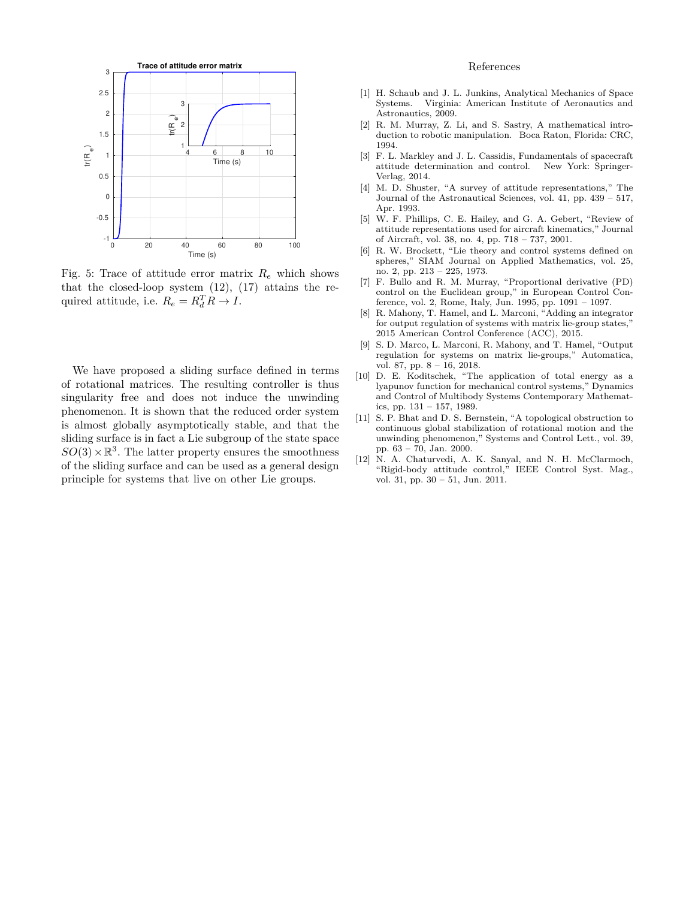Fig. 5: Trace of attitude error matrix $R_e$ which shows that the closed-loop system (12), (17) attains the required attitude, i.e. $R_e = R_d^T R \to I$.

We have proposed a sliding surface defined in terms of rotational matrices. The resulting controller is thus singularity free and does not induce the unwinding phenomenon. It is shown that the reduced order system is almost globally asymptotically stable, and that the sliding surface is in fact a Lie subgroup of the state space $SO(3) \times \mathbb{R}^3$. The latter property ensures the smoothness of the sliding surface and can be used as a general design principle for systems that live on other Lie groups.

## References

[1] H. Schaub and J. L. Junkins, Analytical Mechanics of Space Systems. Virginia: American Institute of Aeronautics and Astronautics, 2009.

[2] R. M. Murray, Z. Li, and S. Sastry, A mathematical introduction to robotic manipulation. Boca Raton, Florida: CRC, 1994.

[3] F. L. Markley and J. L. Cassidis, Fundamentals of spacecraft attitude determination and control. New York: Springer-Verlag, 2014.

[4] M. D. Shuster, “A survey of attitude representations,” The Journal of the Astronautical Sciences, vol. 41, pp. 439 – 517, Apr. 1993.

[5] W. F. Phillips, C. E. Hailey, and G. A. Gebert, “Review of attitude representations used for aircraft kinematics,” Journal of Aircraft, vol. 38, no. 4, pp. 718 – 737, 2001.

[6] R. W. Brockett, “Lie theory and control systems defined on spheres,” SIAM Journal on Applied Mathematics, vol. 25, no. 2, pp. 213 – 225, 1973.

[7] F. Bullo and R. M. Murray, “Proportional derivative (PD) control on the Euclidean group,” in European Control Conference, vol. 2, Rome, Italy, Jun. 1995, pp. 1091 – 1097.

[8] R. Mahony, T. Hamel, and L. Marconi, “Adding an integrator for output regulation of systems with matrix lie-group states,” 2015 American Control Conference (ACC), 2015.

[9] S. D. Marco, L. Marconi, R. Mahony, and T. Hamel, “Output regulation for systems on matrix lie-groups,” Automatica, vol. 87, pp. 8 – 16, 2018.

[10] D. E. Koditschek, “The application of total energy as a lyapunov function for mechanical control systems,” Dynamics and Control of Multibody Systems Contemporary Mathematics, pp. 131 – 157, 1989.

[11] S. P. Bhat and D. S. Bernstein, “A topological obstruction to continuous global stabilization of rotational motion and the unwinding phenomenon,” Systems and Control Lett., vol. 39, pp. 63 – 70, Jan. 2000.

[12] N. A. Chaturvedi, A. K. Sanyal, and N. H. McClarmoch, “Rigid-body attitude control,” IEEE Control Syst. Mag., vol. 31, pp. 30 – 51, Jun. 2011.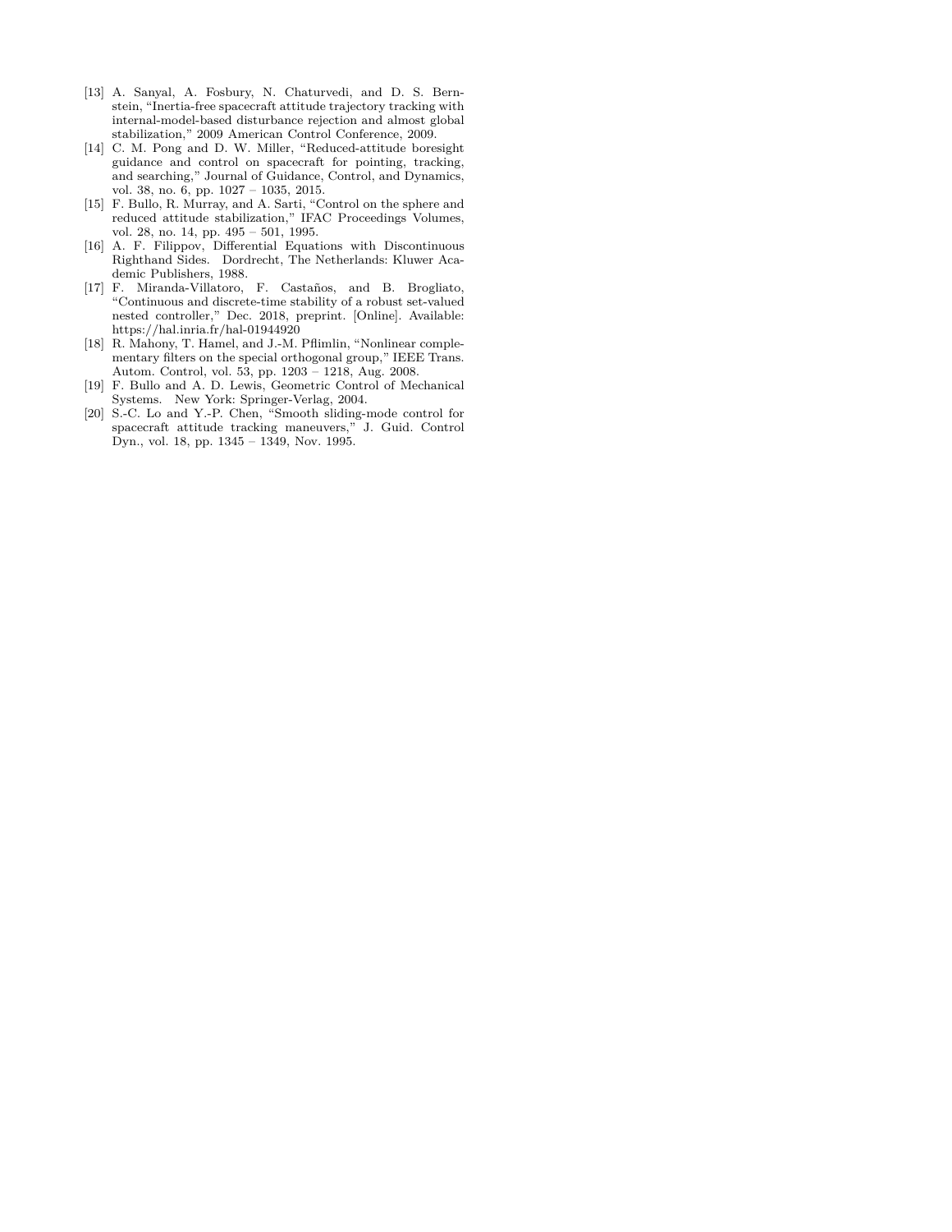[13] A. Sanyal, A. Fosbury, N. Chaturvedi, and D. S. Bernstein, "Inertia-free spacecraft attitude trajectory tracking with internal-model-based disturbance rejection and almost global stabilization," 2009 American Control Conference, 2009.

[14] C. M. Pong and D. W. Miller, "Reduced-attitude boresight guidance and control on spacecraft for pointing, tracking, and searching," Journal of Guidance, Control, and Dynamics, vol. 38, no. 6, pp. 1027 – 1035, 2015.

[15] F. Bullo, R. Murray, and A. Sarti, "Control on the sphere and reduced attitude stabilization," IFAC Proceedings Volumes, vol. 28, no. 14, pp. 495 – 501, 1995.

[16] A. F. Filippov, Differential Equations with Discontinuous Righthand Sides. Dordrecht, The Netherlands: Kluwer Academic Publishers, 1988.

[17] F. Miranda-Villatoro, F. Castaños, and B. Brogliato, "Continuous and discrete-time stability of a robust set-valued nested controller," Dec. 2018, preprint. [Online]. Available: https://hal.inria.fr/hal-01944920

[18] R. Mahony, T. Hamel, and J.-M. Pflimlin, "Nonlinear complementary filters on the special orthogonal group," IEEE Trans. Autom. Control, vol. 53, pp. 1203 – 1218, Aug. 2008.

[19] F. Bullo and A. D. Lewis, Geometric Control of Mechanical Systems. New York: Springer-Verlag, 2004.

[20] S.-C. Lo and Y.-P. Chen, "Smooth sliding-mode control for spacecraft attitude tracking maneuvers," J. Guid. Control Dyn., vol. 18, pp. 1345 – 1349, Nov. 1995.